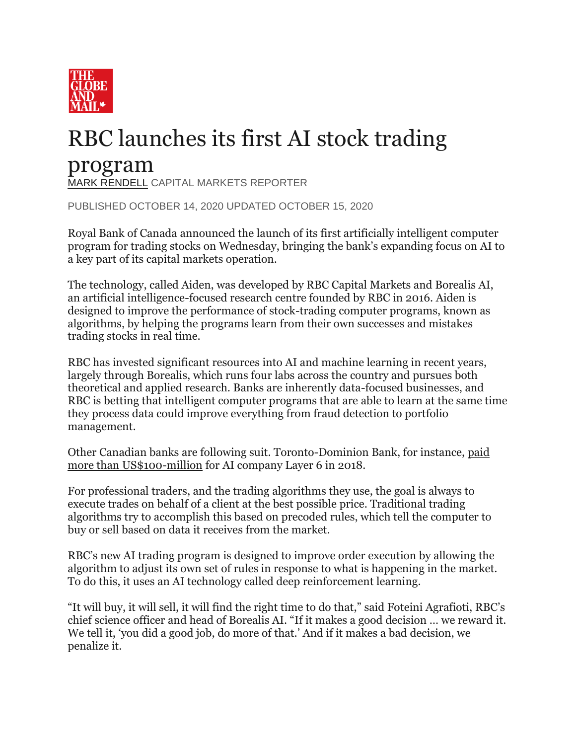THE GLOBE AND MAIL

# RBC launches its first AI stock trading program

MARK RENDELL CAPITAL MARKETS REPORTER

PUBLISHED OCTOBER 14, 2020 UPDATED OCTOBER 15, 2020

Royal Bank of Canada announced the launch of its first artificially intelligent computer program for trading stocks on Wednesday, bringing the bank's expanding focus on AI to a key part of its capital markets operation.

The technology, called Aiden, was developed by RBC Capital Markets and Borealis AI, an artificial intelligence-focused research centre founded by RBC in 2016. Aiden is designed to improve the performance of stock-trading computer programs, known as algorithms, by helping the programs learn from their own successes and mistakes trading stocks in real time.

RBC has invested significant resources into AI and machine learning in recent years, largely through Borealis, which runs four labs across the country and pursues both theoretical and applied research. Banks are inherently data-focused businesses, and RBC is betting that intelligent computer programs that are able to learn at the same time they process data could improve everything from fraud detection to portfolio management.

Other Canadian banks are following suit. Toronto-Dominion Bank, for instance, paid more than US$100-million for AI company Layer 6 in 2018.

For professional traders, and the trading algorithms they use, the goal is always to execute trades on behalf of a client at the best possible price. Traditional trading algorithms try to accomplish this based on precoded rules, which tell the computer to buy or sell based on data it receives from the market.

RBC's new AI trading program is designed to improve order execution by allowing the algorithm to adjust its own set of rules in response to what is happening in the market. To do this, it uses an AI technology called deep reinforcement learning.

"It will buy, it will sell, it will find the right time to do that," said Foteini Agrafioti, RBC's chief science officer and head of Borealis AI. "If it makes a good decision … we reward it. We tell it, 'you did a good job, do more of that.' And if it makes a bad decision, we penalize it.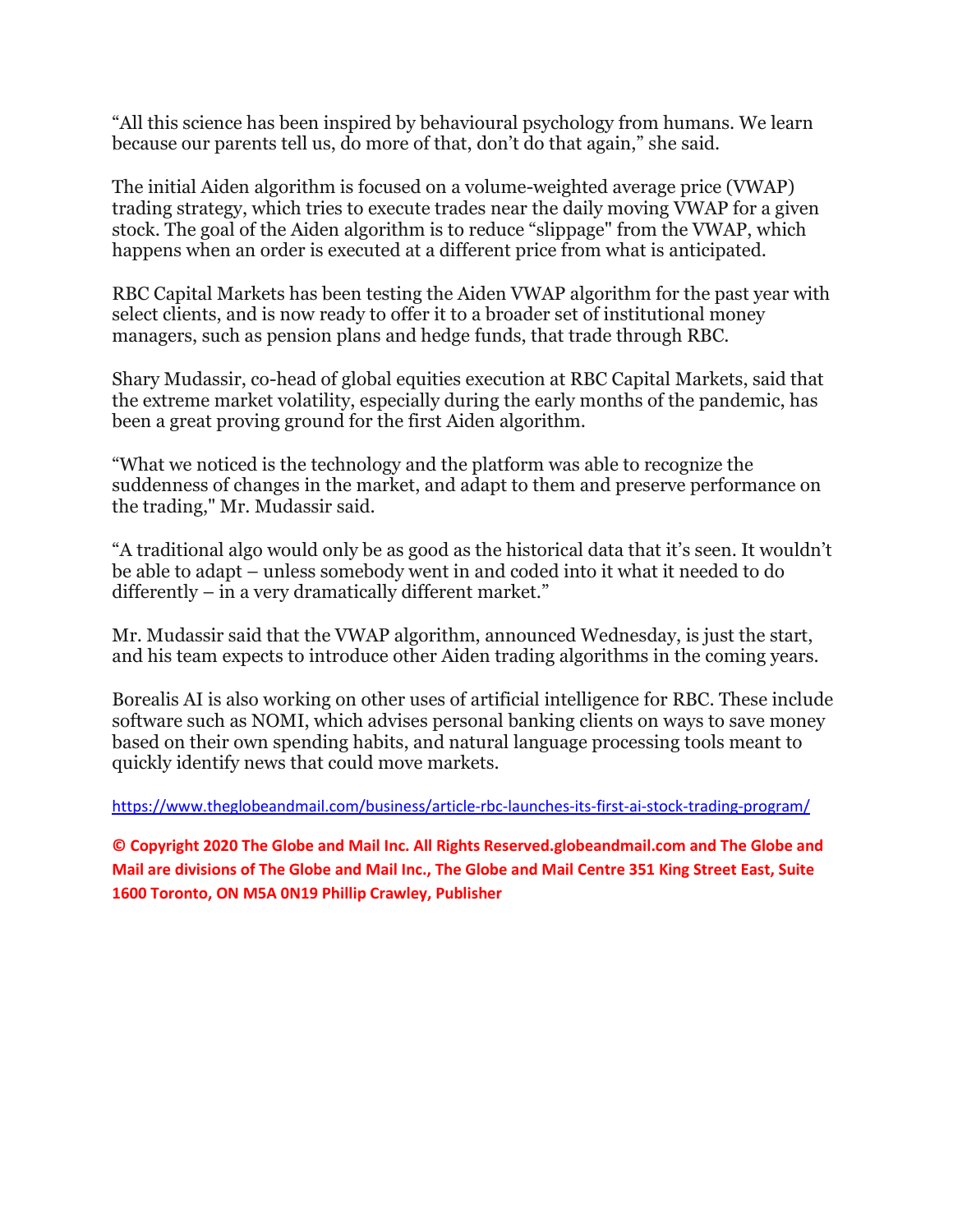“All this science has been inspired by behavioural psychology from humans. We learn because our parents tell us, do more of that, don’t do that again,” she said.

The initial Aiden algorithm is focused on a volume-weighted average price (VWAP) trading strategy, which tries to execute trades near the daily moving VWAP for a given stock. The goal of the Aiden algorithm is to reduce “slippage" from the VWAP, which happens when an order is executed at a different price from what is anticipated.

RBC Capital Markets has been testing the Aiden VWAP algorithm for the past year with select clients, and is now ready to offer it to a broader set of institutional money managers, such as pension plans and hedge funds, that trade through RBC.

Shary Mudassir, co-head of global equities execution at RBC Capital Markets, said that the extreme market volatility, especially during the early months of the pandemic, has been a great proving ground for the first Aiden algorithm.

“What we noticed is the technology and the platform was able to recognize the suddenness of changes in the market, and adapt to them and preserve performance on the trading," Mr. Mudassir said.

“A traditional algo would only be as good as the historical data that it’s seen. It wouldn’t be able to adapt – unless somebody went in and coded into it what it needed to do differently – in a very dramatically different market.”

Mr. Mudassir said that the VWAP algorithm, announced Wednesday, is just the start, and his team expects to introduce other Aiden trading algorithms in the coming years.

Borealis AI is also working on other uses of artificial intelligence for RBC. These include software such as NOMI, which advises personal banking clients on ways to save money based on their own spending habits, and natural language processing tools meant to quickly identify news that could move markets.

https://www.theglobeandmail.com/business/article-rbc-launches-its-first-ai-stock-trading-program/

**© Copyright 2020 The Globe and Mail Inc. All Rights Reserved.globeandmail.com and The Globe and Mail are divisions of The Globe and Mail Inc., The Globe and Mail Centre 351 King Street East, Suite 1600 Toronto, ON M5A 0N19 Phillip Crawley, Publisher**